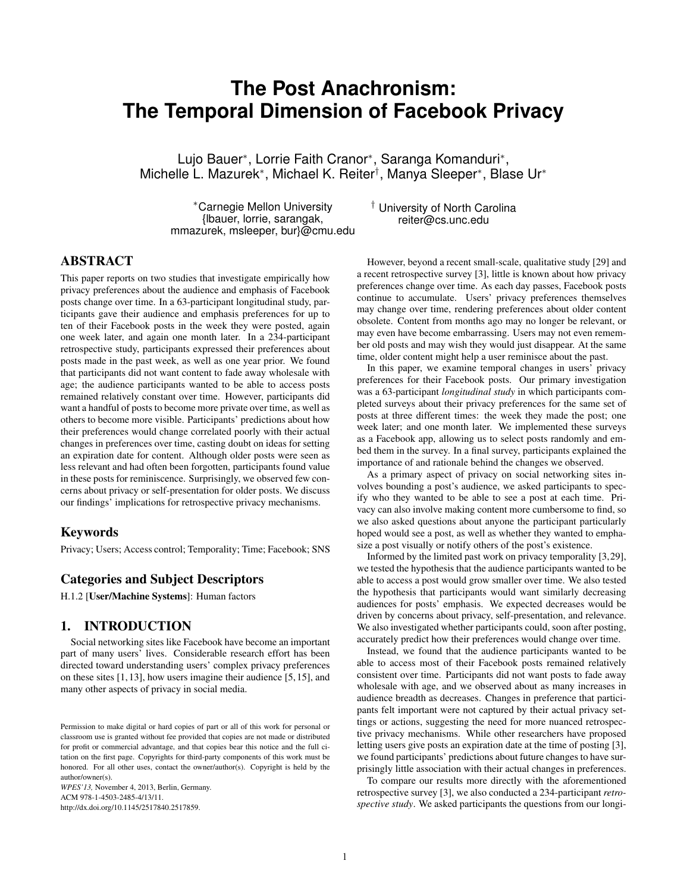# The Post Anachronism: The Temporal Dimension of Facebook Privacy

Lujo Bauer*, Lorrie Faith Cranor*, Saranga Komanduri*, Michelle L. Mazurek*, Michael K. Reiter†, Manya Sleeper*, Blase Ur*

*Carnegie Mellon University
{lbauer, lorrie, sarangak, mmazurek, msleeper, bur}@cmu.edu

† University of North Carolina
reiter@cs.unc.edu

## ABSTRACT

This paper reports on two studies that investigate empirically how privacy preferences about the audience and emphasis of Facebook posts change over time. In a 63-participant longitudinal study, participants gave their audience and emphasis preferences for up to ten of their Facebook posts in the week they were posted, again one week later, and again one month later. In a 234-participant retrospective study, participants expressed their preferences about posts made in the past week, as well as one year prior. We found that participants did not want content to fade away wholesale with age; the audience participants wanted to be able to access posts remained relatively constant over time. However, participants did want a handful of posts to become more private over time, as well as others to become more visible. Participants' predictions about how their preferences would change correlated poorly with their actual changes in preferences over time, casting doubt on ideas for setting an expiration date for content. Although older posts were seen as less relevant and had often been forgotten, participants found value in these posts for reminiscence. Surprisingly, we observed few concerns about privacy or self-presentation for older posts. We discuss our findings' implications for retrospective privacy mechanisms.

## Keywords

Privacy; Users; Access control; Temporality; Time; Facebook; SNS

## Categories and Subject Descriptors

H.1.2 [**User/Machine Systems**]: Human factors

## 1. INTRODUCTION

Social networking sites like Facebook have become an important part of many users' lives. Considerable research effort has been directed toward understanding users' complex privacy preferences on these sites [1, 13], how users imagine their audience [5, 15], and many other aspects of privacy in social media.

Permission to make digital or hard copies of part or all of this work for personal or classroom use is granted without fee provided that copies are not made or distributed for profit or commercial advantage, and that copies bear this notice and the full citation on the first page. Copyrights for third-party components of this work must be honored. For all other uses, contact the owner/author(s). Copyright is held by the author/owner(s).
*WPES'13,* November 4, 2013, Berlin, Germany.
ACM 978-1-4503-2485-4/13/11.
http://dx.doi.org/10.1145/2517840.2517859.

However, beyond a recent small-scale, qualitative study [29] and a recent retrospective survey [3], little is known about how privacy preferences change over time. As each day passes, Facebook posts continue to accumulate. Users' privacy preferences themselves may change over time, rendering preferences about older content obsolete. Content from months ago may no longer be relevant, or may even have become embarrassing. Users may not even remember old posts and may wish they would just disappear. At the same time, older content might help a user reminisce about the past.

In this paper, we examine temporal changes in users' privacy preferences for their Facebook posts. Our primary investigation was a 63-participant *longitudinal study* in which participants completed surveys about their privacy preferences for the same set of posts at three different times: the week they made the post; one week later; and one month later. We implemented these surveys as a Facebook app, allowing us to select posts randomly and embed them in the survey. In a final survey, participants explained the importance of and rationale behind the changes we observed.

As a primary aspect of privacy on social networking sites involves bounding a post's audience, we asked participants to specify who they wanted to be able to see a post at each time. Privacy can also involve making content more cumbersome to find, so we also asked questions about anyone the participant particularly hoped would see a post, as well as whether they wanted to emphasize a post visually or notify others of the post's existence.

Informed by the limited past work on privacy temporality [3, 29], we tested the hypothesis that the audience participants wanted to be able to access a post would grow smaller over time. We also tested the hypothesis that participants would want similarly decreasing audiences for posts' emphasis. We expected decreases would be driven by concerns about privacy, self-presentation, and relevance. We also investigated whether participants could, soon after posting, accurately predict how their preferences would change over time.

Instead, we found that the audience participants wanted to be able to access most of their Facebook posts remained relatively consistent over time. Participants did not want posts to fade away wholesale with age, and we observed about as many increases in audience breadth as decreases. Changes in preference that participants felt important were not captured by their actual privacy settings or actions, suggesting the need for more nuanced retrospective privacy mechanisms. While other researchers have proposed letting users give posts an expiration date at the time of posting [3], we found participants' predictions about future changes to have surprisingly little association with their actual changes in preferences.

To compare our results more directly with the aforementioned retrospective survey [3], we also conducted a 234-participant *retrospective study*. We asked participants the questions from our longi-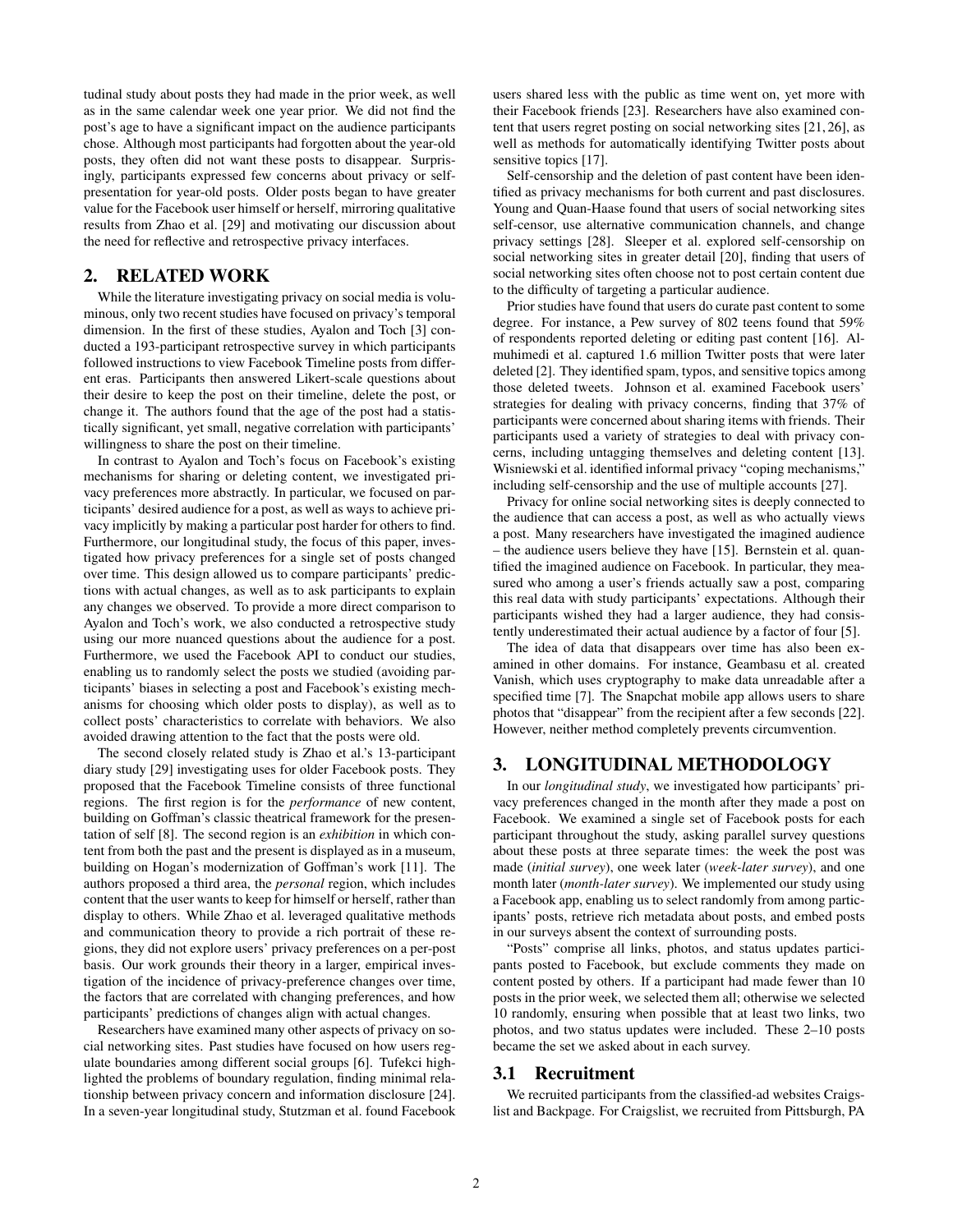tudinal study about posts they had made in the prior week, as well as in the same calendar week one year prior. We did not find the post's age to have a significant impact on the audience participants chose. Although most participants had forgotten about the year-old posts, they often did not want these posts to disappear. Surprisingly, participants expressed few concerns about privacy or self-presentation for year-old posts. Older posts began to have greater value for the Facebook user himself or herself, mirroring qualitative results from Zhao et al. [29] and motivating our discussion about the need for reflective and retrospective privacy interfaces.

## 2. RELATED WORK

While the literature investigating privacy on social media is voluminous, only two recent studies have focused on privacy's temporal dimension. In the first of these studies, Ayalon and Toch [3] conducted a 193-participant retrospective survey in which participants followed instructions to view Facebook Timeline posts from different eras. Participants then answered Likert-scale questions about their desire to keep the post on their timeline, delete the post, or change it. The authors found that the age of the post had a statistically significant, yet small, negative correlation with participants' willingness to share the post on their timeline.

In contrast to Ayalon and Toch's focus on Facebook's existing mechanisms for sharing or deleting content, we investigated privacy preferences more abstractly. In particular, we focused on participants' desired audience for a post, as well as ways to achieve privacy implicitly by making a particular post harder for others to find. Furthermore, our longitudinal study, the focus of this paper, investigated how privacy preferences for a single set of posts changed over time. This design allowed us to compare participants' predictions with actual changes, as well as to ask participants to explain any changes we observed. To provide a more direct comparison to Ayalon and Toch's work, we also conducted a retrospective study using our more nuanced questions about the audience for a post. Furthermore, we used the Facebook API to conduct our studies, enabling us to randomly select the posts we studied (avoiding participants' biases in selecting a post and Facebook's existing mechanisms for choosing which older posts to display), as well as to collect posts' characteristics to correlate with behaviors. We also avoided drawing attention to the fact that the posts were old.

The second closely related study is Zhao et al.'s 13-participant diary study [29] investigating uses for older Facebook posts. They proposed that the Facebook Timeline consists of three functional regions. The first region is for the *performance* of new content, building on Goffman's classic theatrical framework for the presentation of self [8]. The second region is an *exhibition* in which content from both the past and the present is displayed as in a museum, building on Hogan's modernization of Goffman's work [11]. The authors proposed a third area, the *personal* region, which includes content that the user wants to keep for himself or herself, rather than display to others. While Zhao et al. leveraged qualitative methods and communication theory to provide a rich portrait of these regions, they did not explore users' privacy preferences on a per-post basis. Our work grounds their theory in a larger, empirical investigation of the incidence of privacy-preference changes over time, the factors that are correlated with changing preferences, and how participants' predictions of changes align with actual changes.

Researchers have examined many other aspects of privacy on social networking sites. Past studies have focused on how users regulate boundaries among different social groups [6]. Tufekci highlighted the problems of boundary regulation, finding minimal relationship between privacy concern and information disclosure [24]. In a seven-year longitudinal study, Stutzman et al. found Facebook users shared less with the public as time went on, yet more with their Facebook friends [23]. Researchers have also examined content that users regret posting on social networking sites [21, 26], as well as methods for automatically identifying Twitter posts about sensitive topics [17].

Self-censorship and the deletion of past content have been identified as privacy mechanisms for both current and past disclosures. Young and Quan-Haase found that users of social networking sites self-censor, use alternative communication channels, and change privacy settings [28]. Sleeper et al. explored self-censorship on social networking sites in greater detail [20], finding that users of social networking sites often choose not to post certain content due to the difficulty of targeting a particular audience.

Prior studies have found that users do curate past content to some degree. For instance, a Pew survey of 802 teens found that 59% of respondents reported deleting or editing past content [16]. Almuhimedi et al. captured 1.6 million Twitter posts that were later deleted [2]. They identified spam, typos, and sensitive topics among those deleted tweets. Johnson et al. examined Facebook users' strategies for dealing with privacy concerns, finding that 37% of participants were concerned about sharing items with friends. Their participants used a variety of strategies to deal with privacy concerns, including untagging themselves and deleting content [13]. Wisniewski et al. identified informal privacy "coping mechanisms," including self-censorship and the use of multiple accounts [27].

Privacy for online social networking sites is deeply connected to the audience that can access a post, as well as who actually views a post. Many researchers have investigated the imagined audience – the audience users believe they have [15]. Bernstein et al. quantified the imagined audience on Facebook. In particular, they measured who among a user's friends actually saw a post, comparing this real data with study participants' expectations. Although their participants wished they had a larger audience, they had consistently underestimated their actual audience by a factor of four [5].

The idea of data that disappears over time has also been examined in other domains. For instance, Geambasu et al. created Vanish, which uses cryptography to make data unreadable after a specified time [7]. The Snapchat mobile app allows users to share photos that "disappear" from the recipient after a few seconds [22]. However, neither method completely prevents circumvention.

## 3. LONGITUDINAL METHODOLOGY

In our *longitudinal study*, we investigated how participants' privacy preferences changed in the month after they made a post on Facebook. We examined a single set of Facebook posts for each participant throughout the study, asking parallel survey questions about these posts at three separate times: the week the post was made (*initial survey*), one week later (*week-later survey*), and one month later (*month-later survey*). We implemented our study using a Facebook app, enabling us to select randomly from among participants' posts, retrieve rich metadata about posts, and embed posts in our surveys absent the context of surrounding posts.

"Posts" comprise all links, photos, and status updates participants posted to Facebook, but exclude comments they made on content posted by others. If a participant had made fewer than 10 posts in the prior week, we selected them all; otherwise we selected 10 randomly, ensuring when possible that at least two links, two photos, and two status updates were included. These 2–10 posts became the set we asked about in each survey.

### 3.1 Recruitment

We recruited participants from the classified-ad websites Craigslist and Backpage. For Craigslist, we recruited from Pittsburgh, PA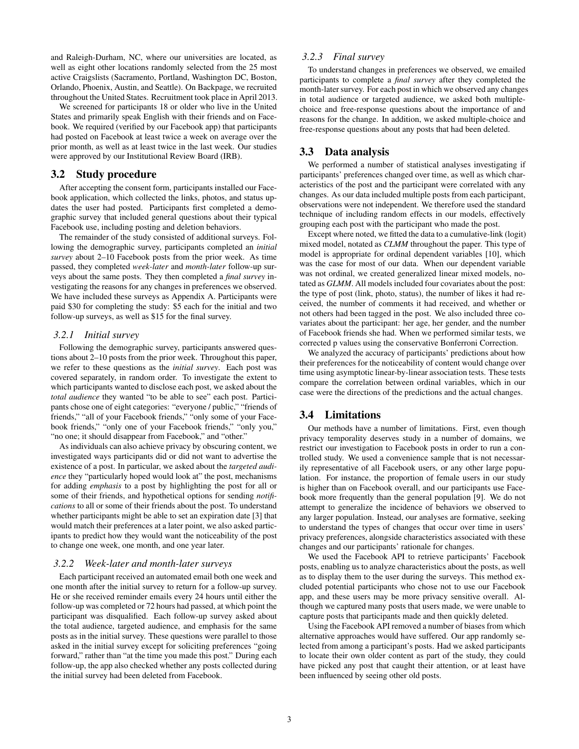and Raleigh-Durham, NC, where our universities are located, as well as eight other locations randomly selected from the 25 most active Craigslists (Sacramento, Portland, Washington DC, Boston, Orlando, Phoenix, Austin, and Seattle). On Backpage, we recruited throughout the United States. Recruitment took place in April 2013.

We screened for participants 18 or older who live in the United States and primarily speak English with their friends and on Facebook. We required (verified by our Facebook app) that participants had posted on Facebook at least twice a week on average over the prior month, as well as at least twice in the last week. Our studies were approved by our Institutional Review Board (IRB).

## 3.2 Study procedure

After accepting the consent form, participants installed our Facebook application, which collected the links, photos, and status updates the user had posted. Participants first completed a demographic survey that included general questions about their typical Facebook use, including posting and deletion behaviors.

The remainder of the study consisted of additional surveys. Following the demographic survey, participants completed an *initial survey* about 2–10 Facebook posts from the prior week. As time passed, they completed *week-later* and *month-later* follow-up surveys about the same posts. They then completed a *final survey* investigating the reasons for any changes in preferences we observed. We have included these surveys as Appendix A. Participants were paid $30 for completing the study: $5 each for the initial and two follow-up surveys, as well as $15 for the final survey.

### 3.2.1 Initial survey

Following the demographic survey, participants answered questions about 2–10 posts from the prior week. Throughout this paper, we refer to these questions as the *initial survey*. Each post was covered separately, in random order. To investigate the extent to which participants wanted to disclose each post, we asked about the *total audience* they wanted "to be able to see" each post. Participants chose one of eight categories: "everyone / public," "friends of friends," "all of your Facebook friends," "only some of your Facebook friends," "only one of your Facebook friends," "only you," "no one; it should disappear from Facebook," and "other."

As individuals can also achieve privacy by obscuring content, we investigated ways participants did or did not want to advertise the existence of a post. In particular, we asked about the *targeted audience* they "particularly hoped would look at" the post, mechanisms for adding *emphasis* to a post by highlighting the post for all or some of their friends, and hypothetical options for sending *notifications* to all or some of their friends about the post. To understand whether participants might be able to set an expiration date [3] that would match their preferences at a later point, we also asked participants to predict how they would want the noticeability of the post to change one week, one month, and one year later.

### 3.2.2 Week-later and month-later surveys

Each participant received an automated email both one week and one month after the initial survey to return for a follow-up survey. He or she received reminder emails every 24 hours until either the follow-up was completed or 72 hours had passed, at which point the participant was disqualified. Each follow-up survey asked about the total audience, targeted audience, and emphasis for the same posts as in the initial survey. These questions were parallel to those asked in the initial survey except for soliciting preferences "going forward," rather than "at the time you made this post." During each follow-up, the app also checked whether any posts collected during the initial survey had been deleted from Facebook.

### 3.2.3 Final survey

To understand changes in preferences we observed, we emailed participants to complete a *final survey* after they completed the month-later survey. For each post in which we observed any changes in total audience or targeted audience, we asked both multiple-choice and free-response questions about the importance of and reasons for the change. In addition, we asked multiple-choice and free-response questions about any posts that had been deleted.

## 3.3 Data analysis

We performed a number of statistical analyses investigating if participants' preferences changed over time, as well as which characteristics of the post and the participant were correlated with any changes. As our data included multiple posts from each participant, observations were not independent. We therefore used the standard technique of including random effects in our models, effectively grouping each post with the participant who made the post.

Except where noted, we fitted the data to a cumulative-link (logit) mixed model, notated as *CLMM* throughout the paper. This type of model is appropriate for ordinal dependent variables [10], which was the case for most of our data. When our dependent variable was not ordinal, we created generalized linear mixed models, notated as *GLMM*. All models included four covariates about the post: the type of post (link, photo, status), the number of likes it had received, the number of comments it had received, and whether or not others had been tagged in the post. We also included three covariates about the participant: her age, her gender, and the number of Facebook friends she had. When we performed similar tests, we corrected p values using the conservative Bonferroni Correction.

We analyzed the accuracy of participants' predictions about how their preferences for the noticeability of content would change over time using asymptotic linear-by-linear association tests. These tests compare the correlation between ordinal variables, which in our case were the directions of the predictions and the actual changes.

## 3.4 Limitations

Our methods have a number of limitations. First, even though privacy temporality deserves study in a number of domains, we restrict our investigation to Facebook posts in order to run a controlled study. We used a convenience sample that is not necessarily representative of all Facebook users, or any other large population. For instance, the proportion of female users in our study is higher than on Facebook overall, and our participants use Facebook more frequently than the general population [9]. We do not attempt to generalize the incidence of behaviors we observed to any larger population. Instead, our analyses are formative, seeking to understand the types of changes that occur over time in users' privacy preferences, alongside characteristics associated with these changes and our participants' rationale for changes.

We used the Facebook API to retrieve participants' Facebook posts, enabling us to analyze characteristics about the posts, as well as to display them to the user during the surveys. This method excluded potential participants who chose not to use our Facebook app, and these users may be more privacy sensitive overall. Although we captured many posts that users made, we were unable to capture posts that participants made and then quickly deleted.

Using the Facebook API removed a number of biases from which alternative approaches would have suffered. Our app randomly selected from among a participant's posts. Had we asked participants to locate their own older content as part of the study, they could have picked any post that caught their attention, or at least have been influenced by seeing other old posts.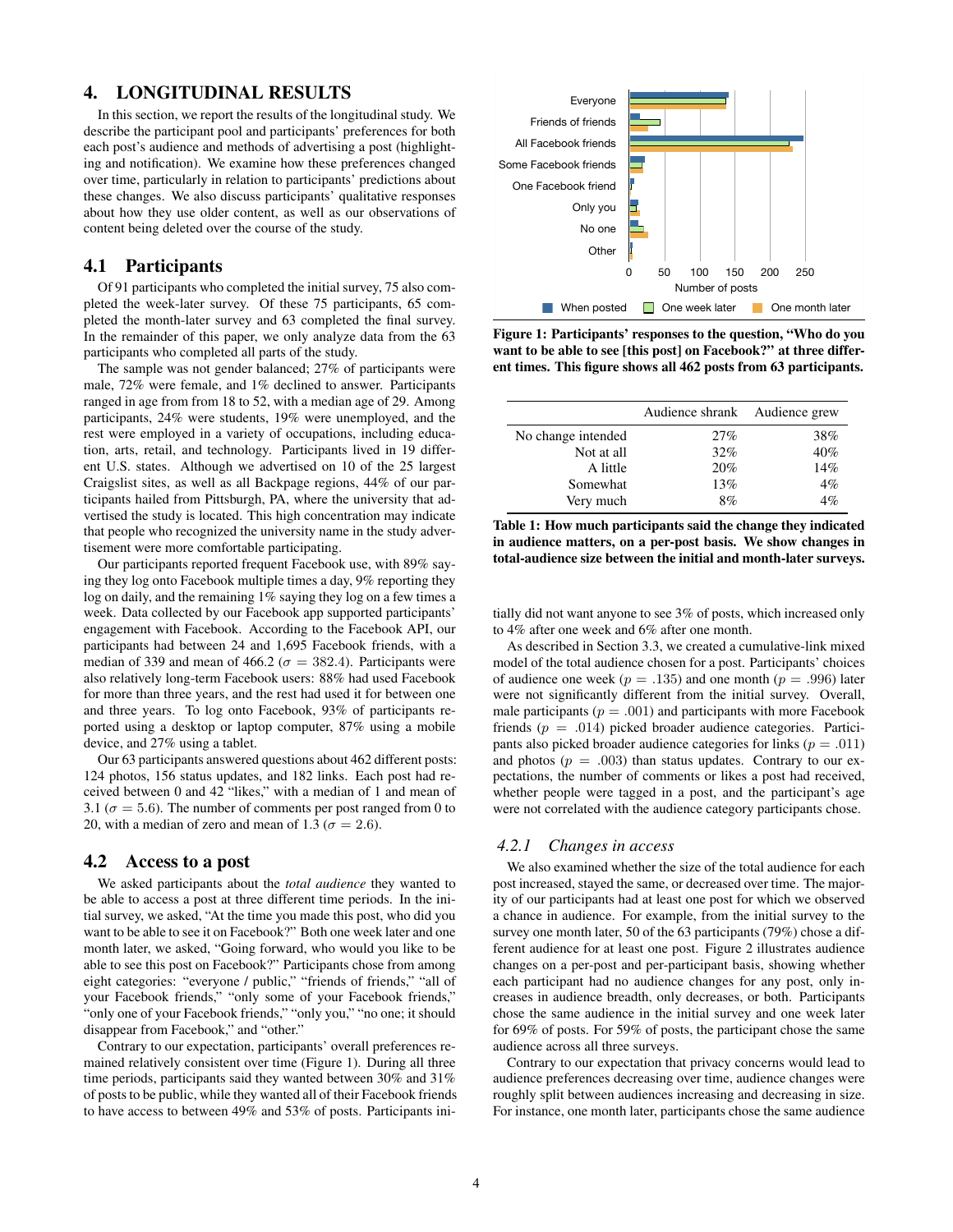## 4. LONGITUDINAL RESULTS

In this section, we report the results of the longitudinal study. We describe the participant pool and participants' preferences for both each post's audience and methods of advertising a post (highlighting and notification). We examine how these preferences changed over time, particularly in relation to participants' predictions about these changes. We also discuss participants' qualitative responses about how they use older content, as well as our observations of content being deleted over the course of the study.

### 4.1 Participants

Of 91 participants who completed the initial survey, 75 also completed the week-later survey. Of these 75 participants, 65 completed the month-later survey and 63 completed the final survey. In the remainder of this paper, we only analyze data from the 63 participants who completed all parts of the study.

The sample was not gender balanced; 27% of participants were male, 72% were female, and 1% declined to answer. Participants ranged in age from from 18 to 52, with a median age of 29. Among participants, 24% were students, 19% were unemployed, and the rest were employed in a variety of occupations, including education, arts, retail, and technology. Participants lived in 19 different U.S. states. Although we advertised on 10 of the 25 largest Craigslist sites, as well as all Backpage regions, 44% of our participants hailed from Pittsburgh, PA, where the university that advertised the study is located. This high concentration may indicate that people who recognized the university name in the study advertisement were more comfortable participating.

Our participants reported frequent Facebook use, with 89% saying they log onto Facebook multiple times a day, 9% reporting they log on daily, and the remaining 1% saying they log on a few times a week. Data collected by our Facebook app supported participants' engagement with Facebook. According to the Facebook API, our participants had between 24 and 1,695 Facebook friends, with a median of 339 and mean of 466.2 ($\sigma = 382.4$). Participants were also relatively long-term Facebook users: 88% had used Facebook for more than three years, and the rest had used it for between one and three years. To log onto Facebook, 93% of participants reported using a desktop or laptop computer, 87% using a mobile device, and 27% using a tablet.

Our 63 participants answered questions about 462 different posts: 124 photos, 156 status updates, and 182 links. Each post had received between 0 and 42 "likes," with a median of 1 and mean of 3.1 ($\sigma = 5.6$). The number of comments per post ranged from 0 to 20, with a median of zero and mean of 1.3 ($\sigma = 2.6$).

### 4.2 Access to a post

We asked participants about the *total audience* they wanted to be able to access a post at three different time periods. In the initial survey, we asked, "At the time you made this post, who did you want to be able to see it on Facebook?" Both one week later and one month later, we asked, "Going forward, who would you like to be able to see this post on Facebook?" Participants chose from among eight categories: "everyone / public," "friends of friends," "all of your Facebook friends," "only some of your Facebook friends," "only one of your Facebook friends," "only you," "no one; it should disappear from Facebook," and "other."

Contrary to our expectation, participants' overall preferences remained relatively consistent over time (Figure 1). During all three time periods, participants said they wanted between 30% and 31% of posts to be public, while they wanted all of their Facebook friends to have access to between 49% and 53% of posts. Participants initially did not want anyone to see 3% of posts, which increased only to 4% after one week and 6% after one month.

**Figure 1: Participants' responses to the question, "Who do you want to be able to see [this post] on Facebook?" at three different times. This figure shows all 462 posts from 63 participants.**

| | Audience shrank | Audience grew |
|---|---|---|
| No change intended | 27% | 38% |
| Not at all | 32% | 40% |
| A little | 20% | 14% |
| Somewhat | 13% | 4% |
| Very much | 8% | 4% |

**Table 1: How much participants said the change they indicated in audience matters, on a per-post basis. We show changes in total-audience size between the initial and month-later surveys.**

As described in Section 3.3, we created a cumulative-link mixed model of the total audience chosen for a post. Participants' choices of audience one week ($p = .135$) and one month ($p = .996$) later were not significantly different from the initial survey. Overall, male participants ($p = .001$) and participants with more Facebook friends ($p = .014$) picked broader audience categories. Participants also picked broader audience categories for links ($p = .011$) and photos ($p = .003$) than status updates. Contrary to our expectations, the number of comments or likes a post had received, whether people were tagged in a post, and the participant's age were not correlated with the audience category participants chose.

#### 4.2.1 *Changes in access*

We also examined whether the size of the total audience for each post increased, stayed the same, or decreased over time. The majority of our participants had at least one post for which we observed a chance in audience. For example, from the initial survey to the survey one month later, 50 of the 63 participants (79%) chose a different audience on at least one post. Figure 2 illustrates audience changes on a per-post and per-participant basis, showing whether each participant had no audience changes for any post, only increases in audience breadth, only decreases, or both. Participants chose the same audience in the initial survey and one week later for 69% of posts. For 59% of posts, the participant chose the same audience across all three surveys.

Contrary to our expectation that privacy concerns would lead to audience preferences decreasing over time, audience changes were roughly split between audiences increasing and decreasing in size. For instance, one month later, participants chose the same audience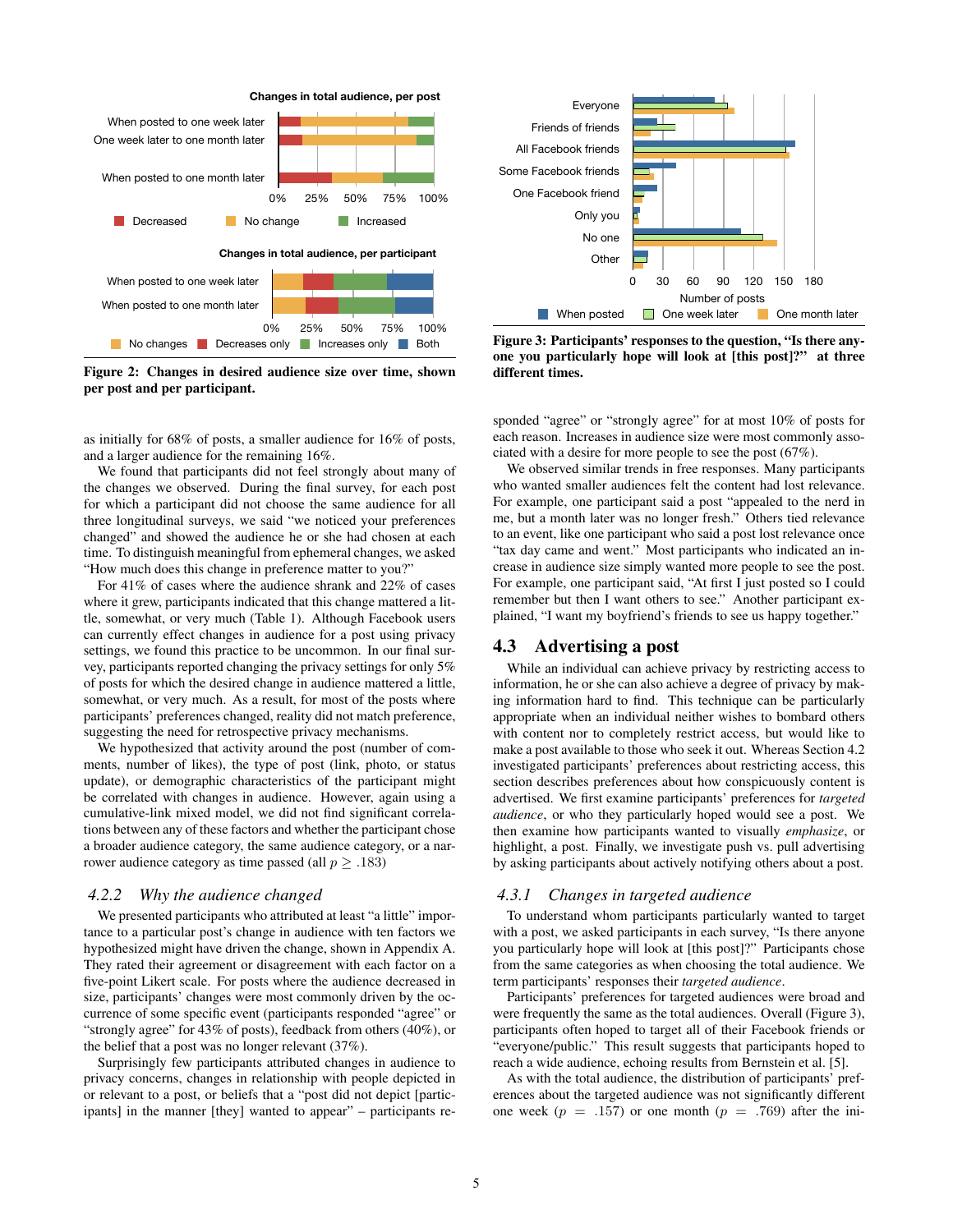Figure 2: Changes in desired audience size over time, shown per post and per participant.

Figure 3: Participants' responses to the question, "Is there anyone you particularly hope will look at [this post]?" at three different times.

as initially for 68% of posts, a smaller audience for 16% of posts, and a larger audience for the remaining 16%.

We found that participants did not feel strongly about many of the changes we observed. During the final survey, for each post for which a participant did not choose the same audience for all three longitudinal surveys, we said "we noticed your preferences changed" and showed the audience he or she had chosen at each time. To distinguish meaningful from ephemeral changes, we asked "How much does this change in preference matter to you?"

For 41% of cases where the audience shrank and 22% of cases where it grew, participants indicated that this change mattered a little, somewhat, or very much (Table 1). Although Facebook users can currently effect changes in audience for a post using privacy settings, we found this practice to be uncommon. In our final survey, participants reported changing the privacy settings for only 5% of posts for which the desired change in audience mattered a little, somewhat, or very much. As a result, for most of the posts where participants' preferences changed, reality did not match preference, suggesting the need for retrospective privacy mechanisms.

We hypothesized that activity around the post (number of comments, number of likes), the type of post (link, photo, or status update), or demographic characteristics of the participant might be correlated with changes in audience. However, again using a cumulative-link mixed model, we did not find significant correlations between any of these factors and whether the participant chose a broader audience category, the same audience category, or a narrower audience category as time passed (all $p \geq .183$)

### 4.2.2 Why the audience changed

We presented participants who attributed at least "a little" importance to a particular post's change in audience with ten factors we hypothesized might have driven the change, shown in Appendix A. They rated their agreement or disagreement with each factor on a five-point Likert scale. For posts where the audience decreased in size, participants' changes were most commonly driven by the occurrence of some event (participants responded "agree" or "strongly agree" for 43% of posts), feedback from others (40%), or the belief that a post was no longer relevant (37%).

Surprisingly few participants attributed changes in audience to privacy concerns, changes in relationship with people depicted in or relevant to a post, or beliefs that a "post did not depict [participants] in the manner [they] wanted to appear" – participants responded "agree" or "strongly agree" for at most 10% of posts for each reason. Increases in audience size were most commonly associated with a desire for more people to see the post (67%).

We observed similar trends in free responses. Many participants who wanted smaller audiences felt the content had lost relevance. For example, one participant said a post "appealed to the nerd in me, but a month later was no longer fresh." Others tied relevance to an event, like one participant who said a post lost relevance once "tax day came and went." Most participants who indicated an increase in audience size simply wanted more people to see the post. For example, one participant said, "At first I just posted so I could remember but then I want others to see." Another participant explained, "I want my boyfriend's friends to see us happy together."

## 4.3 Advertising a post

While an individual can achieve privacy by restricting access to information, he or she can also achieve a degree of privacy by making information hard to find. This technique can be particularly appropriate when an individual neither wishes to bombard others with content nor to completely restrict access, but would like to make a post available to those who seek it out. Whereas Section 4.2 investigated participants' preferences about restricting access, this section describes preferences about how conspicuously content is advertised. We first examine participants' preferences for *targeted audience*, or who they particularly hoped would see a post. We then examine how participants wanted to visually *emphasize*, or highlight, a post. Finally, we investigate push vs. pull advertising by asking participants about actively notifying others about a post.

### 4.3.1 Changes in targeted audience

To understand whom participants particularly wanted to target with a post, we asked participants in each survey, "Is there anyone you particularly hope will look at [this post]?" Participants chose from the same categories as when choosing the total audience. We term participants' responses their *targeted audience*.

Participants' preferences for targeted audiences were broad and were frequently the same as the total audiences. Overall (Figure 3), participants often hoped to target all of their Facebook friends or "everyone/public." This result suggests that participants hoped to reach a wide audience, echoing results from Bernstein et al. [5].

As with the total audience, the distribution of participants' preferences about the targeted audience was not significantly different one week ($p = .157$) or one month ($p = .769$) after the ini-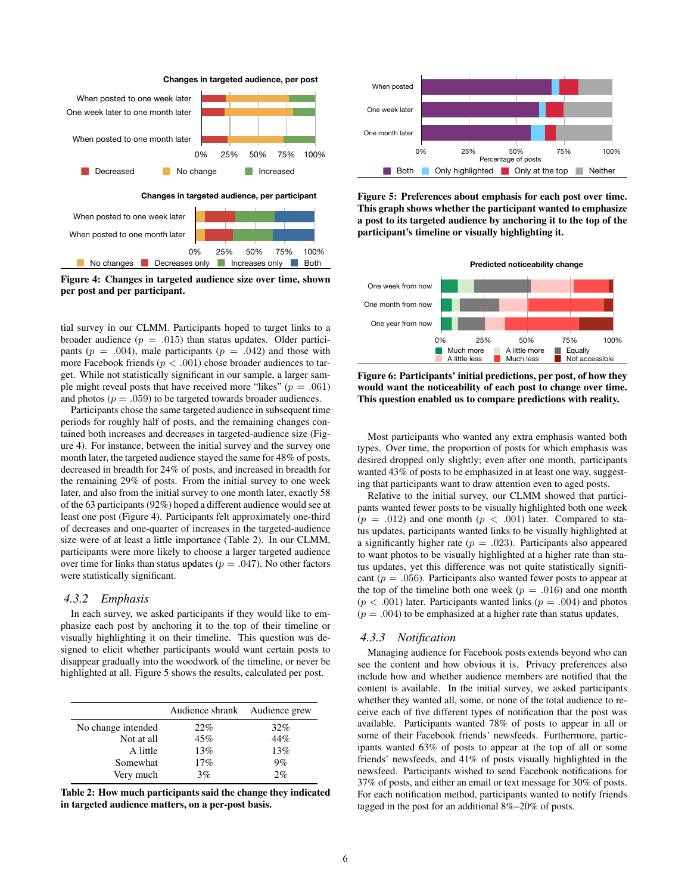Figure 4: Changes in targeted audience size over time, shown per post and per participant.

tial survey in our CLMM. Participants hoped to target links to a broader audience ($p = .015$) than status updates. Older participants ($p = .004$), male participants ($p = .042$) and those with more Facebook friends ($p < .001$) chose broader audiences to target. While not statistically significant in our sample, a larger sample might reveal posts that have received more "likes" ($p = .061$) and photos ($p = .059$) to be targeted towards broader audiences.

Participants chose the same targeted audience in subsequent time periods for roughly half of posts, and the remaining changes contained both increases and decreases in targeted-audience size (Figure 4). For instance, between the initial survey and the survey one month later, the targeted audience stayed the same for 48% of posts, decreased in breadth for 24% of posts, and increased in breadth for the remaining 29% of posts. From the initial survey to one week later, and also from the initial survey to one month later, exactly 58 of the 63 participants (92%) hoped a different audience would see at least one post (Figure 4). Participants felt approximately one-third of decreases and one-quarter of increases in the targeted-audience size were of at least a little importance (Table 2). In our CLMM, participants were more likely to choose a larger targeted audience over time for links than status updates ($p = .047$). No other factors were statistically significant.

### 4.3.2 *Emphasis*

In each survey, we asked participants if they would like to emphasize each post by anchoring it to the top of their timeline or visually highlighting it on their timeline. This question was designed to elicit whether participants would want certain posts to disappear gradually into the woodwork of the timeline, or never be highlighted at all. Figure 5 shows the results, calculated per post.

| | Audience shrank | Audience grew |
|---|---|---|
| No change intended | 22% | 32% |
| Not at all | 45% | 44% |
| A little | 13% | 13% |
| Somewhat | 17% | 9% |
| Very much | 3% | 2% |

Table 2: How much participants said the change they indicated in targeted audience matters, on a per-post basis.

Figure 5: Preferences about emphasis for each post over time. This graph shows whether the participant wanted to emphasize a post to its targeted audience by anchoring it to the top of the participant's timeline or visually highlighting it.

Figure 6: Participants' initial predictions, per post, of how they would want the noticeability of each post to change over time. This question enabled us to compare predictions with reality.

Most participants who wanted any extra emphasis wanted both types. Over time, the proportion of posts for which emphasis was desired dropped only slightly; even after one month, participants wanted 43% of posts to be emphasized in at least one way, suggesting that participants want to draw attention even to aged posts.

Relative to the initial survey, our CLMM showed that participants wanted fewer posts to be visually highlighted both one week ($p = .012$) and one month ($p < .001$) later. Compared to status updates, participants wanted links to be visually highlighted at a significantly higher rate ($p = .023$). Participants also appeared to want photos to be visually highlighted at a higher rate than status updates, yet this difference was not quite statistically significant ($p = .056$). Participants also wanted fewer posts to appear at the top of the timeline both one week ($p = .016$) and one month ($p < .001$) later. Participants wanted links ($p = .004$) and photos ($p = .004$) to be emphasized at a higher rate than status updates.

### 4.3.3 *Notification*

Managing audience for Facebook posts extends beyond who can see the content and how obvious it is. Privacy preferences also include how and whether audience members are notified that the content is available. In the initial survey, we asked participants whether they wanted all, some, or none of the total audience to receive each of five different types of notification that the post was available. Participants wanted 78% of posts to appear in all or some of their Facebook friends' newsfeeds. Furthermore, participants wanted 63% of posts to appear at the top of all or some friends' newsfeeds, and 41% of posts visually highlighted in the newsfeed. Participants wished to send Facebook notifications for 37% of posts, and either an email or text message for 30% of posts. For each notification method, participants wanted to notify friends tagged in the post for an additional 8%–20% of posts.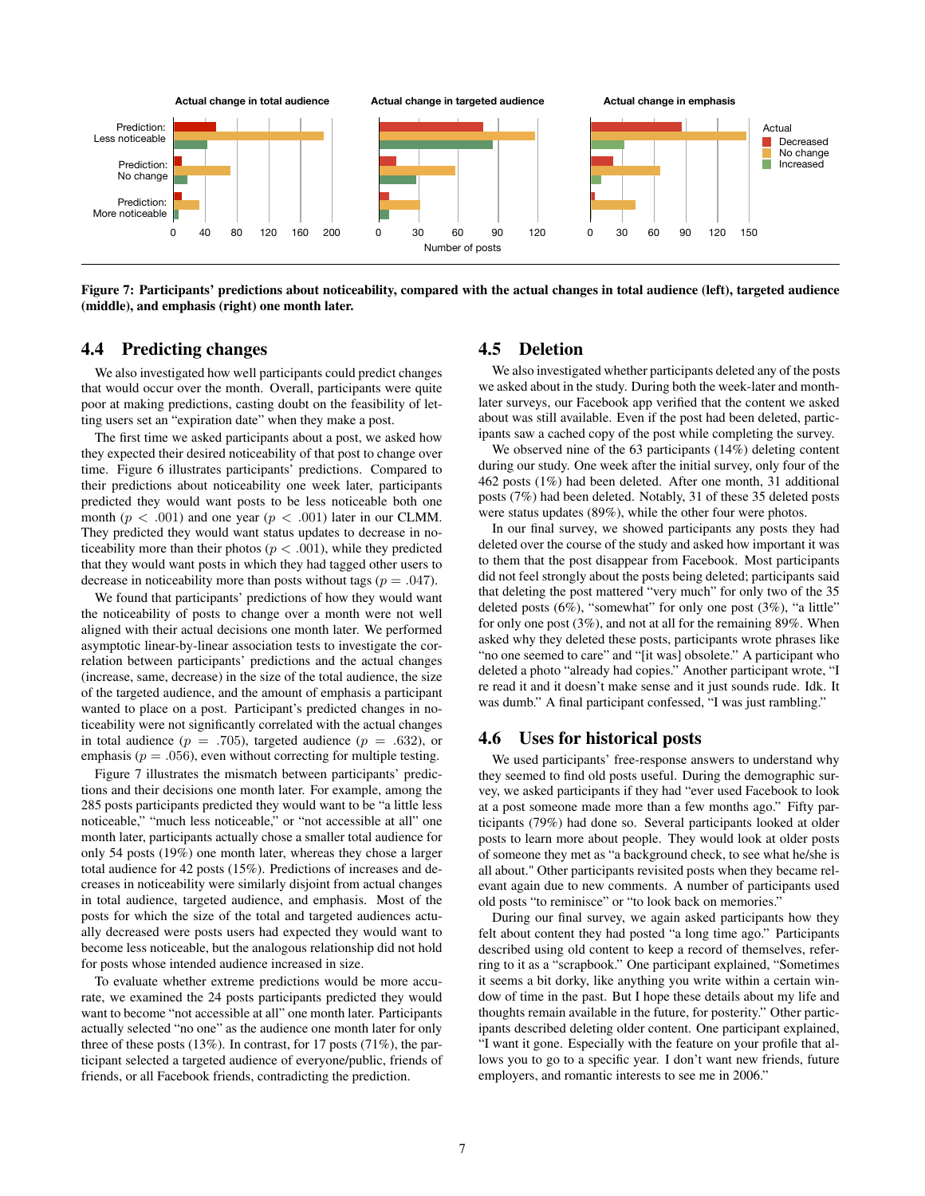Figure 7: Participants' predictions about noticeability, compared with the actual changes in total audience (left), targeted audience (middle), and emphasis (right) one month later.

## 4.4 Predicting changes

We also investigated how well participants could predict changes that would occur over the month. Overall, participants were quite poor at making predictions, casting doubt on the feasibility of letting users set an "expiration date" when they make a post.

The first time we asked participants about a post, we asked how they expected their desired noticeability of that post to change over time. Figure 6 illustrates participants' predictions. Compared to their predictions about noticeability one week later, participants predicted they would want posts to be less noticeable both one month ($p < .001$) and one year ($p < .001$) later in our CLMM. They predicted they would want status updates to decrease in noticeability more than their photos ($p < .001$), while they predicted that they would want posts in which they had tagged other users to decrease in noticeability more than posts without tags ($p = .047$).

We found that participants' predictions of how they would want the noticeability of posts to change over a month were not well aligned with their actual decisions one month later. We performed asymptotic linear-by-linear association tests to investigate the correlation between participants' predictions and the actual changes (increase, same, decrease) in the size of the total audience, the size of the targeted audience, and the amount of emphasis a participant wanted to place on a post. Participant's predicted changes in noticeability were not significantly correlated with the actual changes in total audience ($p = .705$), targeted audience ($p = .632$), or emphasis ($p = .056$), even without correcting for multiple testing.

Figure 7 illustrates the mismatch between participants' predictions and their decisions one month later. For example, among the 285 posts participants predicted they would want to be "a little less noticeable," "much less noticeable," or "not accessible at all" one month later, participants actually chose a smaller total audience for only 54 posts (19%) one month later, whereas they chose a larger total audience for 42 posts (15%). Predictions of increases and decreases in noticeability were similarly disjoint from actual changes in total audience, targeted audience, and emphasis. Most of the posts for which the size of the total and targeted audiences actually decreased were posts users had expected they would want to become less noticeable, but the analogous relationship did not hold for posts whose intended audience increased in size.

To evaluate whether extreme predictions would be more accurate, we examined the 24 posts participants predicted they would want to become "not accessible at all" one month later. Participants actually selected "no one" as the audience one month later for only three of these posts (13%). In contrast, for 17 posts (71%), the participant selected a targeted audience of everyone/public, friends of friends, or all Facebook friends, contradicting the prediction.

## 4.5 Deletion

We also investigated whether participants deleted any of the posts we asked about in the study. During both the week-later and month-later surveys, our Facebook app verified that the content we asked about was still available. Even if the post had been deleted, participants saw a cached copy of the post while completing the survey.

We observed nine of the 63 participants (14%) deleting content during our study. One week after the initial survey, only four of the 462 posts (1%) had been deleted. After one month, 31 additional posts (7%) had been deleted. Notably, 31 of these 35 deleted posts were status updates (89%), while the other four were photos.

In our final survey, we showed participants any posts they had deleted over the course of the study and asked how important it was to them that the post disappear from Facebook. Most participants did not feel strongly about the posts being deleted; participants said that deleting the post mattered "very much" for only two of the 35 deleted posts (6%), "somewhat" for only one post (3%), "a little" for only one post (3%), and not at all for the remaining 89%. When asked why they deleted these posts, participants wrote phrases like "no one seemed to care" and "[it was] obsolete." A participant who deleted a photo "already had copies." Another participant wrote, "I re read it and it doesn't make sense and it just sounds rude. Idk. It was dumb." A final participant confessed, "I was just rambling."

## 4.6 Uses for historical posts

We used participants' free-response answers to understand why they seemed to find old posts useful. During the demographic survey, we asked participants if they had "ever used Facebook to look at a post someone made more than a few months ago." Fifty participants (79%) had done so. Several participants looked at older posts to learn more about people. They would look at older posts as "a background check, to see what he/she is all about." Other participants revisited posts when they became relevant again due to new comments. A number of participants used old posts "to reminisce" or "to look back on memories."

During our final survey, we again asked participants how they felt about content they had posted "a long time ago." Participants described using old content to keep a record of themselves, referring to it as a "scrapbook." One participant explained, "Sometimes it seems a bit dorky, like anything you write within a certain window of time in the past. But I hope these details about my life and thoughts remain available in the future, for posterity." Other participants described deleting older content. One participant explained, "I want it gone. Especially with the feature on your profile that allows you to go to a specific year. I don't want new friends, future employers, and romantic interests to see me in 2006."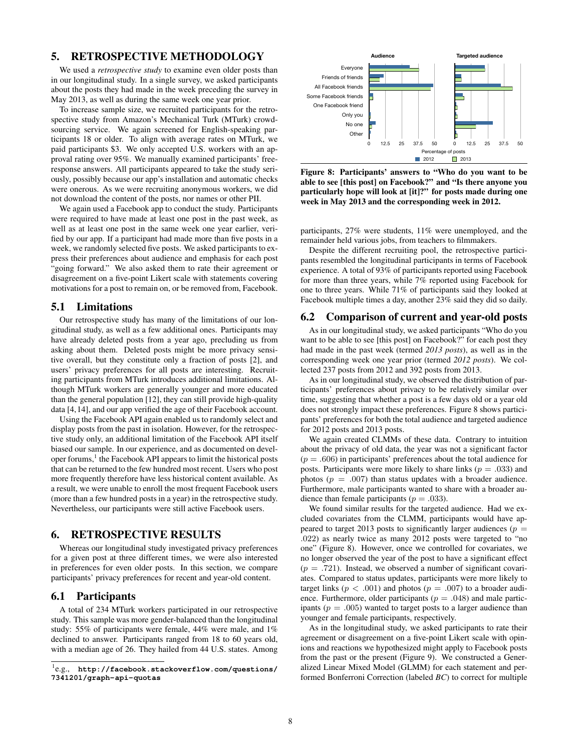## 5. RETROSPECTIVE METHODOLOGY

We used a *retrospective study* to examine even older posts than in our longitudinal study. In a single survey, we asked participants about the posts they had made in the week preceding the survey in May 2013, as well as during the same week one year prior.

To increase sample size, we recruited participants for the retrospective study from Amazon's Mechanical Turk (MTurk) crowdsourcing service. We again screened for English-speaking participants 18 or older. To align with average rates on MTurk, we paid participants \$3. We only accepted U.S. workers with an approval rating over 95%. We manually examined participants' free-response answers. All participants appeared to take the study seriously, possibly because our app's installation and automatic checks were onerous. As we were recruiting anonymous workers, we did not download the content of the posts, nor names or other PII.

We again used a Facebook app to conduct the study. Participants were required to have made at least one post in the past week, as well as at least one post in the same week one year earlier, verified by our app. If a participant had made more than five posts in a week, we randomly selected five posts. We asked participants to express their preferences about audience and emphasis for each post "going forward." We also asked them to rate their agreement or disagreement on a five-point Likert scale with statements covering motivations for a post to remain on, or be removed from, Facebook.

### 5.1 Limitations

Our retrospective study has many of the limitations of our longitudinal study, as well as a few additional ones. Participants may have already deleted posts from a year ago, precluding us from asking about them. Deleted posts might be more privacy sensitive overall, but they constitute only a fraction of posts [2], and users' privacy preferences for all posts are interesting. Recruiting participants from MTurk introduces additional limitations. Although MTurk workers are generally younger and more educated than the general population [12], they can still provide high-quality data [4,14], and our app verified the age of their Facebook account.

Using the Facebook API again enabled us to randomly select and display posts from the past in isolation. However, for the retrospective study only, an additional limitation of the Facebook API itself biased our sample. In our experience, and as documented on developer forums,[1] the Facebook API appears to limit the historical posts that can be returned to the few hundred most recent. Users who post more frequently therefore have less historical content available. As a result, we were unable to enroll the most frequent Facebook users (more than a few hundred posts in a year) in the retrospective study. Nevertheless, our participants were still active Facebook users.

## 6. RETROSPECTIVE RESULTS

Whereas our longitudinal study investigated privacy preferences for a given post at three different times, we were also interested in preferences for even older posts. In this section, we compare participants' privacy preferences for recent and year-old content.

### 6.1 Participants

A total of 234 MTurk workers participated in our retrospective study. This sample was more gender-balanced than the longitudinal study: 55% of participants were female, 44% were male, and 1% declined to answer. Participants ranged from 18 to 60 years old, with a median age of 26. They hailed from 44 U.S. states. Among participants, 27% were students, 11% were unemployed, and the remainder held various jobs, from teachers to filmmakers.

Despite the different recruiting pool, the retrospective participants resembled the longitudinal participants in terms of Facebook experience. A total of 93% of participants reported using Facebook for more than three years, while 7% reported using Facebook for one to three years. While 71% of participants said they looked at Facebook multiple times a day, another 23% said they did so daily.

**Figure 8: Participants' answers to "Who do you want to be able to see [this post] on Facebook?" and "Is there anyone you particularly hope will look at [it]?" for posts made during one week in May 2013 and the corresponding week in 2012.**

### 6.2 Comparison of current and year-old posts

As in our longitudinal study, we asked participants "Who do you want to be able to see [this post] on Facebook?" for each post they had made in the past week (termed *2013 posts*), as well as in the corresponding week one year prior (termed *2012 posts*). We collected 237 posts from 2012 and 392 posts from 2013.

As in our longitudinal study, we observed the distribution of participants' preferences about privacy to be relatively similar over time, suggesting that whether a post is a few days old or a year old does not strongly impact these preferences. Figure 8 shows participants' preferences for both the total audience and targeted audience for 2012 posts and 2013 posts.

We again created CLMMs of these data. Contrary to intuition about the privacy of old data, the year was not a significant factor ($p = .606$) in participants' preferences about the total audience for posts. Participants were more likely to share links ($p = .033$) and photos ($p = .007$) than status updates with a broader audience. Furthermore, male participants wanted to share with a broader audience than female participants ($p = .033$).

We found similar results for the targeted audience. Had we excluded covariates from the CLMM, participants would have appeared to target 2013 posts to significantly larger audiences ($p = .022$) as nearly twice as many 2012 posts were targeted to "no one" (Figure 8). However, once we controlled for covariates, we no longer observed the year of the post to have a significant effect ($p = .721$). Instead, we observed a number of significant covariates. Compared to status updates, participants were more likely to target links ($p < .001$) and photos ($p = .007$) to a broader audience. Furthermore, older participants ($p = .048$) and male participants ($p = .005$) wanted to target posts to a larger audience than younger and female participants, respectively.

As in the longitudinal study, we asked participants to rate their agreement or disagreement on a five-point Likert scale with opinions and reactions we hypothesized might apply to Facebook posts from the past or the present (Figure 9). We constructed a Generalized Linear Mixed Model (GLMM) for each statement and performed Bonferroni Correction (labeled *BC*) to correct for multiple

[1] e.g., `http://facebook.stackoverflow.com/questions/7341201/graph-api-quotas`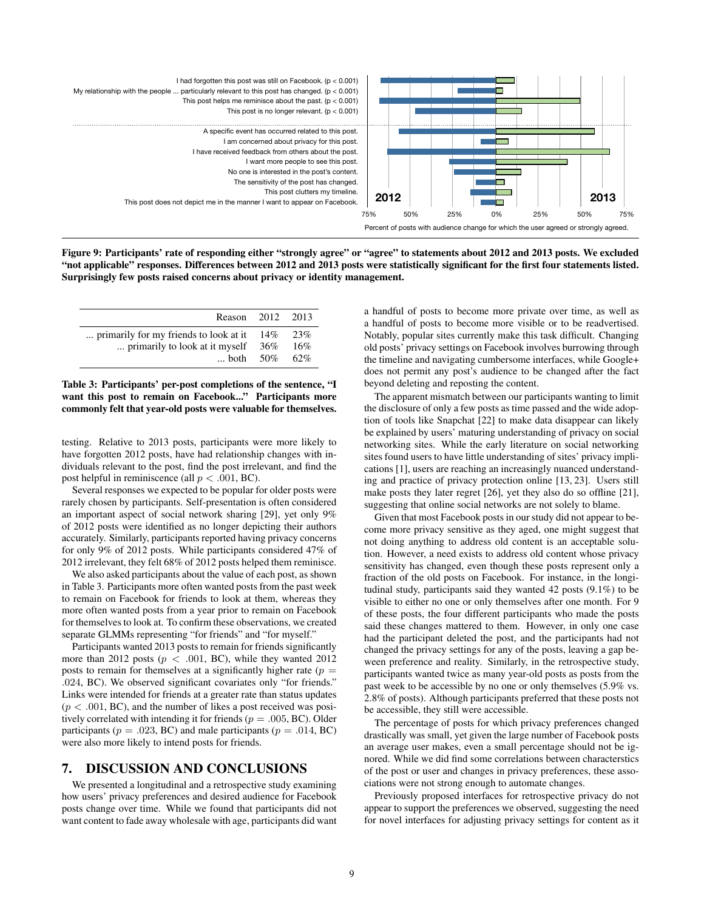I had forgotten this post was still on Facebook. (p < 0.001)
My relationship with the people ... particularly relevant to this post has changed. (p < 0.001)
This post helps me reminisce about the past. (p < 0.001)
This post is no longer relevant. (p < 0.001)
A specific event has occurred related to this post.
I am concerned about privacy for this post.
I have received feedback from others about the post.
I want more people to see this post.
No one is interested in the post's content.
The sensitivity of the post has changed.
This post clutters my timeline.
This post does not depict me in the manner I want to appear on Facebook.

2012 | 2013

75% 50% 25% 0% 25% 50% 75%

Percent of posts with audience change for which the user agreed or strongly agreed.

**Figure 9: Participants' rate of responding either "strongly agree" or "agree" to statements about 2012 and 2013 posts. We excluded "not applicable" responses. Differences between 2012 and 2013 posts were statistically significant for the first four statements listed. Surprisingly few posts raised concerns about privacy or identity management.**

| Reason | 2012 | 2013 |
|---|---|---|
| ... primarily for my friends to look at it | 14% | 23% |
| ... primarily to look at it myself | 36% | 16% |
| ... both | 50% | 62% |

**Table 3: Participants' per-post completions of the sentence, "I want this post to remain on Facebook..." Participants more commonly felt that year-old posts were valuable for themselves.**

testing. Relative to 2013 posts, participants were more likely to have forgotten 2012 posts, have had relationship changes with individuals relevant to the post, find the post irrelevant, and find the post helpful in reminiscence (all $p < .001$, BC).

Several responses we expected to be popular for older posts were rarely chosen by participants. Self-presentation is often considered an important aspect of social network sharing [29], yet only 9% of 2012 posts were identified as no longer depicting their authors accurately. Similarly, participants reported having privacy concerns for only 9% of 2012 posts. While participants considered 47% of 2012 irrelevant, they felt 68% of 2012 posts helped them reminisce.

We also asked participants about the value of each post, as shown in Table 3. Participants more often wanted posts from the past week to remain on Facebook for friends to look at them, whereas they more often wanted posts from a year prior to remain on Facebook for themselves to look at. To confirm these observations, we created separate GLMMs representing "for friends" and "for myself."

Participants wanted 2013 posts to remain for friends significantly more than 2012 posts ($p < .001$, BC), while they wanted 2012 posts to remain for themselves at a significantly higher rate ($p = .024$, BC). We observed significant covariates only "for friends." Links were intended for friends at a greater rate than status updates ($p < .001$, BC), and the number of likes a post received was positively correlated with intending it for friends ($p = .005$, BC). Older participants ($p = .023$, BC) and male participants ($p = .014$, BC) were also more likely to intend posts for friends.

## 7. DISCUSSION AND CONCLUSIONS

We presented a longitudinal and a retrospective study examining how users' privacy preferences and desired audience for Facebook posts change over time. While we found that participants did not want content to fade away wholesale with age, participants did want a handful of posts to become more private over time, as well as a handful of posts to become more visible or to be readvertised. Notably, popular sites currently make this task difficult. Changing old posts' privacy settings on Facebook involves burrowing through the timeline and navigating cumbersome interfaces, while Google+ does not permit any post's audience to be changed after the fact beyond deleting and reposting the content.

The apparent mismatch between our participants wanting to limit the disclosure of only a few posts as time passed and the wide adoption of tools like Snapchat [22] to make data disappear can likely be explained by users' maturing understanding of privacy on social networking sites. While the early literature on social networking sites found users to have little understanding of sites' privacy implications [1], users are reaching an increasingly nuanced understanding and practice of privacy protection online [13, 23]. Users still make posts they later regret [26], yet they also do so offline [21], suggesting that online social networks are not solely to blame.

Given that most Facebook posts in our study did not appear to become more privacy sensitive as they aged, one might suggest that not doing anything to address old content is an acceptable solution. However, a need exists to address old content whose privacy sensitivity has changed, even though these posts represent only a fraction of the old posts on Facebook. For instance, in the longitudinal study, participants said they wanted 42 posts (9.1%) to be visible to either no one or only themselves after one month. For 9 of these posts, the four different participants who made the posts said these changes mattered to them. However, in only one case had the participant deleted the post, and the participants had not changed the privacy settings for any of the posts, leaving a gap between preference and reality. Similarly, in the retrospective study, participants wanted twice as many year-old posts as posts from the past week to be accessible by no one or only themselves (5.9% vs. 2.8% of posts). Although participants preferred that these posts not be accessible, they still were accessible.

The percentage of posts for which privacy preferences changed drastically was small, yet given the large number of Facebook posts an average user makes, even a small percentage should not be ignored. While we did find some correlations between characterstics of the post or user and changes in privacy preferences, these associations were not strong enough to automate changes.

Previously proposed interfaces for retrospective privacy do not appear to support the preferences we observed, suggesting the need for novel interfaces for adjusting privacy settings for content as it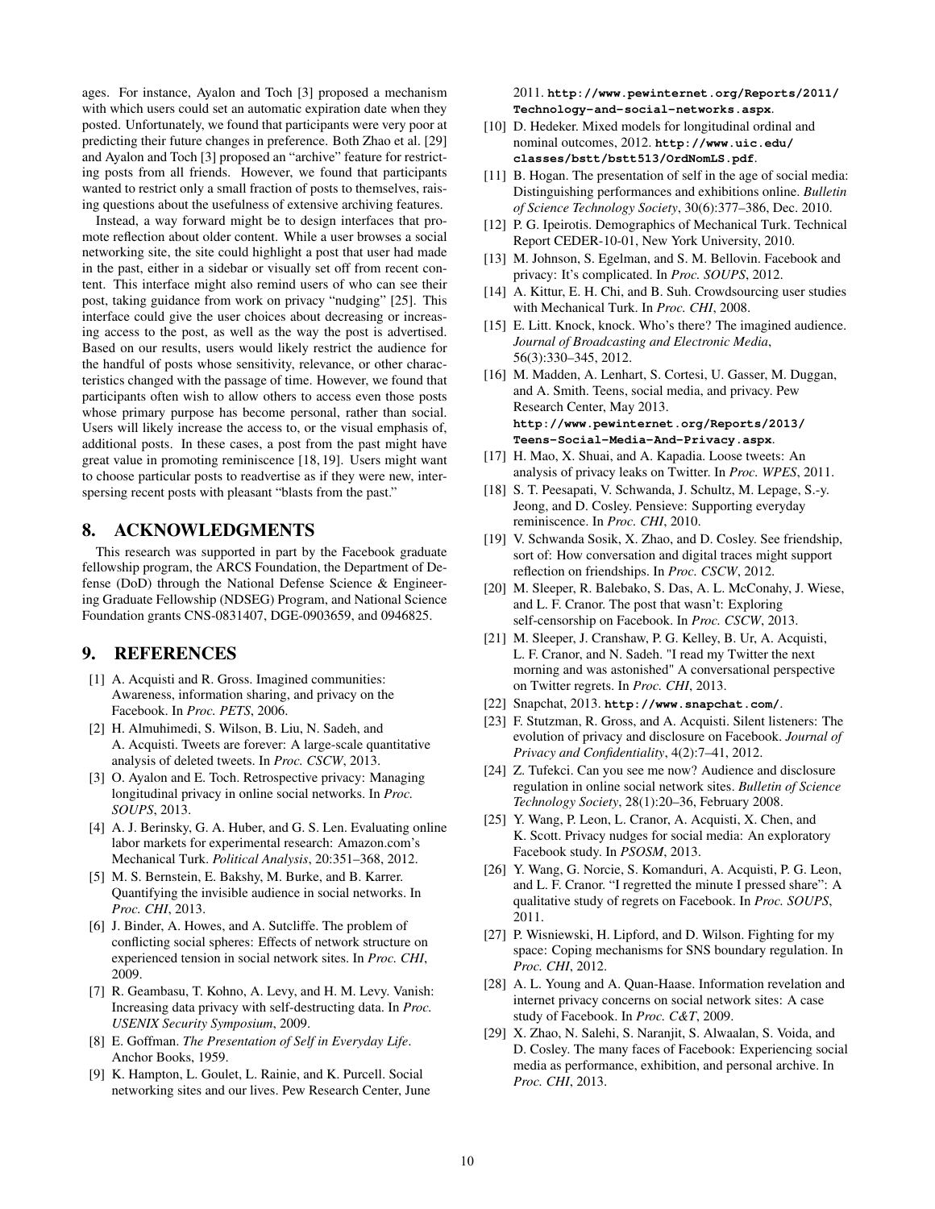ages. For instance, Ayalon and Toch [3] proposed a mechanism with which users could set an automatic expiration date when they posted. Unfortunately, we found that participants were very poor at predicting their future changes in preference. Both Zhao et al. [29] and Ayalon and Toch [3] proposed an "archive" feature for restricting posts from all friends. However, we found that participants wanted to restrict only a small fraction of posts to themselves, raising questions about the usefulness of extensive archiving features.

Instead, a way forward might be to design interfaces that promote reflection about older content. While a user browses a social networking site, the site could highlight a post that user had made in the past, either in a sidebar or visually set off from recent content. This interface might also remind users of who can see their post, taking guidance from work on privacy "nudging" [25]. This interface could give the user choices about decreasing or increasing access to the post, as well as the way the post is advertised. Based on our results, users would likely restrict the audience for the handful of posts whose sensitivity, relevance, or other characteristics changed with the passage of time. However, we found that participants often wish to allow others to access even those posts whose primary purpose has become personal, rather than social. Users will likely increase the access to, or the visual emphasis of, additional posts. In these cases, a post from the past might have great value in promoting reminiscence [18, 19]. Users might want to choose particular posts to readvertise as if they were new, interspersing recent posts with pleasant "blasts from the past."

## 8. ACKNOWLEDGMENTS

This research was supported in part by the Facebook graduate fellowship program, the ARCS Foundation, the Department of Defense (DoD) through the National Defense Science & Engineering Graduate Fellowship (NDSEG) Program, and National Science Foundation grants CNS-0831407, DGE-0903659, and 0946825.

## 9. REFERENCES

[1] A. Acquisti and R. Gross. Imagined communities: Awareness, information sharing, and privacy on the Facebook. In *Proc. PETS*, 2006.

[2] H. Almuhimedi, S. Wilson, B. Liu, N. Sadeh, and A. Acquisti. Tweets are forever: A large-scale quantitative analysis of deleted tweets. In *Proc. CSCW*, 2013.

[3] O. Ayalon and E. Toch. Retrospective privacy: Managing longitudinal privacy in online social networks. In *Proc. SOUPS*, 2013.

[4] A. J. Berinsky, G. A. Huber, and G. S. Len. Evaluating online labor markets for experimental research: Amazon.com's Mechanical Turk. *Political Analysis*, 20:351–368, 2012.

[5] M. S. Bernstein, E. Bakshy, M. Burke, and B. Karrer. Quantifying the invisible audience in social networks. In *Proc. CHI*, 2013.

[6] J. Binder, A. Howes, and A. Sutcliffe. The problem of conflicting social spheres: Effects of network structure on experienced tension in social network sites. In *Proc. CHI*, 2009.

[7] R. Geambasu, T. Kohno, A. Levy, and H. M. Levy. Vanish: Increasing data privacy with self-destructing data. In *Proc. USENIX Security Symposium*, 2009.

[8] E. Goffman. *The Presentation of Self in Everyday Life*. Anchor Books, 1959.

[9] K. Hampton, L. Goulet, L. Rainie, and K. Purcell. Social networking sites and our lives. Pew Research Center, June 2011. **http://www.pewinternet.org/Reports/2011/Technology-and-social-networks.aspx**.

[10] D. Hedeker. Mixed models for longitudinal ordinal and nominal outcomes, 2012. **http://www.uic.edu/classes/bstt/bstt513/OrdNomLS.pdf**.

[11] B. Hogan. The presentation of self in the age of social media: Distinguishing performances and exhibitions online. *Bulletin of Science Technology Society*, 30(6):377–386, Dec. 2010.

[12] P. G. Ipeirotis. Demographics of Mechanical Turk. Technical Report CEDER-10-01, New York University, 2010.

[13] M. Johnson, S. Egelman, and S. M. Bellovin. Facebook and privacy: It's complicated. In *Proc. SOUPS*, 2012.

[14] A. Kittur, E. H. Chi, and B. Suh. Crowdsourcing user studies with Mechanical Turk. In *Proc. CHI*, 2008.

[15] E. Litt. Knock, knock. Who's there? The imagined audience. *Journal of Broadcasting and Electronic Media*, 56(3):330–345, 2012.

[16] M. Madden, A. Lenhart, S. Cortesi, U. Gasser, M. Duggan, and A. Smith. Teens, social media, and privacy. Pew Research Center, May 2013. **http://www.pewinternet.org/Reports/2013/Teens-Social-Media-And-Privacy.aspx**.

[17] H. Mao, X. Shuai, and A. Kapadia. Loose tweets: An analysis of privacy leaks on Twitter. In *Proc. WPES*, 2011.

[18] S. T. Peesapati, V. Schwanda, J. Schultz, M. Lepage, S.-y. Jeong, and D. Cosley. Pensieve: Supporting everyday reminiscence. In *Proc. CHI*, 2010.

[19] V. Schwanda Sosik, X. Zhao, and D. Cosley. See friendship, sort of: How conversation and digital traces might support reflection on friendships. In *Proc. CSCW*, 2012.

[20] M. Sleeper, R. Balebako, S. Das, A. L. McConahy, J. Wiese, and L. F. Cranor. The post that wasn't: Exploring self-censorship on Facebook. In *Proc. CSCW*, 2013.

[21] M. Sleeper, J. Cranshaw, P. G. Kelley, B. Ur, A. Acquisti, L. F. Cranor, and N. Sadeh. "I read my Twitter the next morning and was astonished" A conversational perspective on Twitter regrets. In *Proc. CHI*, 2013.

[22] Snapchat, 2013. **http://www.snapchat.com/**.

[23] F. Stutzman, R. Gross, and A. Acquisti. Silent listeners: The evolution of privacy and disclosure on Facebook. *Journal of Privacy and Confidentiality*, 4(2):7–41, 2012.

[24] Z. Tufekci. Can you see me now? Audience and disclosure regulation in online social network sites. *Bulletin of Science Technology Society*, 28(1):20–36, February 2008.

[25] Y. Wang, P. Leon, L. Cranor, A. Acquisti, X. Chen, and K. Scott. Privacy nudges for social media: An exploratory Facebook study. In *PSOSM*, 2013.

[26] Y. Wang, G. Norcie, S. Komanduri, A. Acquisti, P. G. Leon, and L. F. Cranor. "I regretted the minute I pressed share": A qualitative study of regrets on Facebook. In *Proc. SOUPS*, 2011.

[27] P. Wisniewski, H. Lipford, and D. Wilson. Fighting for my space: Coping mechanisms for SNS boundary regulation. In *Proc. CHI*, 2012.

[28] A. L. Young and A. Quan-Haase. Information revelation and internet privacy concerns on social network sites: A case study of Facebook. In *Proc. C&T*, 2009.

[29] X. Zhao, N. Salehi, S. Naranjit, S. Alwaalan, S. Voida, and D. Cosley. The many faces of Facebook: Experiencing social media as performance, exhibition, and personal archive. In *Proc. CHI*, 2013.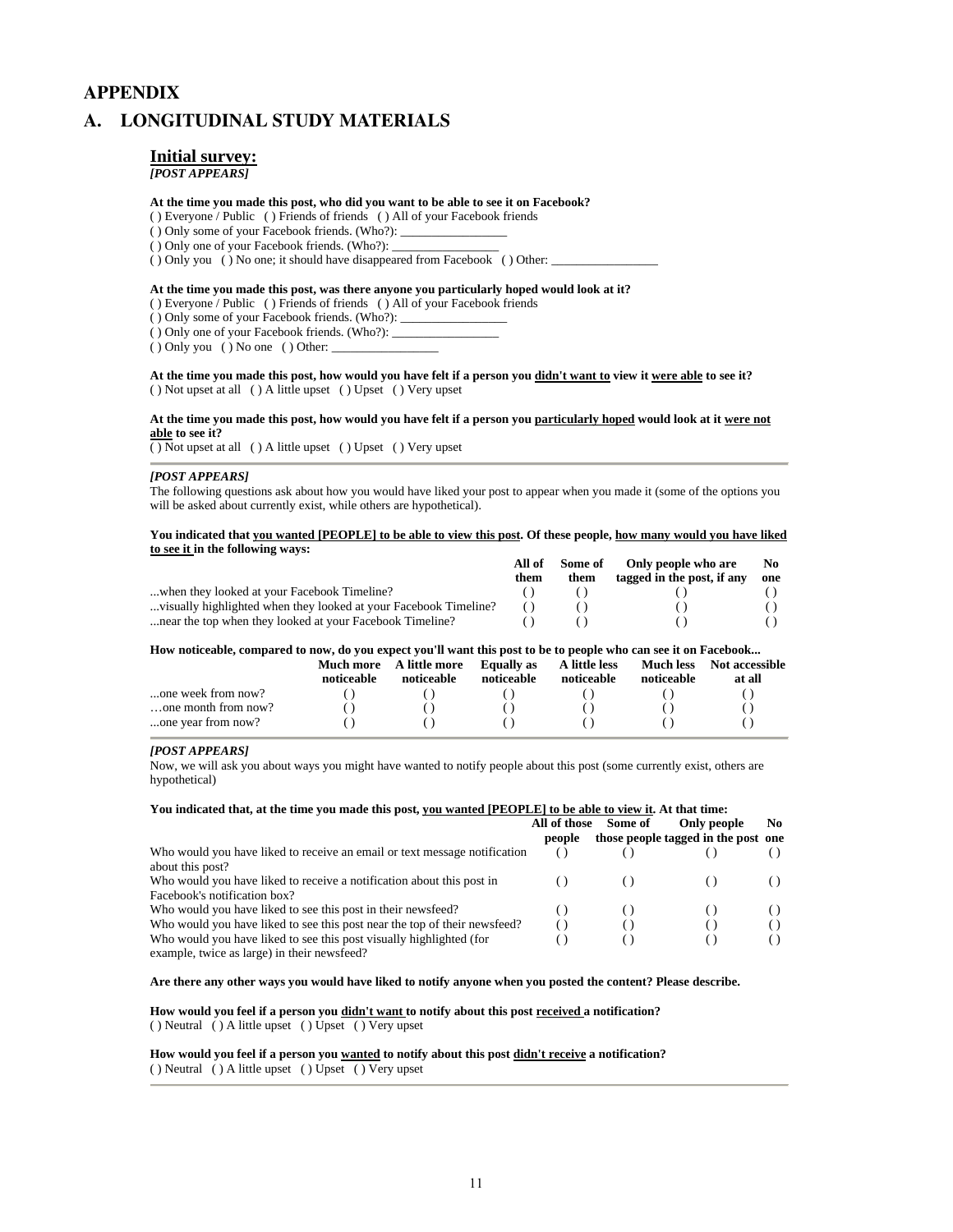# APPENDIX

## A. LONGITUDINAL STUDY MATERIALS

### Initial survey:

***[POST APPEARS]***

**At the time you made this post, who did you want to be able to see it on Facebook?**

( ) Everyone / Public ( ) Friends of friends ( ) All of your Facebook friends
( ) Only some of your Facebook friends. (Who?): _________________
( ) Only one of your Facebook friends. (Who?): _________________
( ) Only you ( ) No one; it should have disappeared from Facebook ( ) Other: _________________

**At the time you made this post, was there anyone you particularly hoped would look at it?**

( ) Everyone / Public ( ) Friends of friends ( ) All of your Facebook friends
( ) Only some of your Facebook friends. (Who?): _________________
( ) Only one of your Facebook friends. (Who?): _________________
( ) Only you ( ) No one ( ) Other: _________________

**At the time you made this post, how would you have felt if a person you <u>didn't want to</u> view it <u>were able</u> to see it?**

( ) Not upset at all ( ) A little upset ( ) Upset ( ) Very upset

**At the time you made this post, how would you have felt if a person you <u>particularly hoped</u> would look at it <u>were not able</u> to see it?**

( ) Not upset at all ( ) A little upset ( ) Upset ( ) Very upset

---

***[POST APPEARS]***

The following questions ask about how you would have liked your post to appear when you made it (some of the options you will be asked about currently exist, while others are hypothetical).

**You indicated that <u>you wanted [PEOPLE] to be able to view this post</u>. Of these people, <u>how many would you have liked to see it</u> in the following ways:**

| | All of them | Some of them | Only people who are tagged in the post, if any | No one |
|---|---|---|---|---|
| ...when they looked at your Facebook Timeline? | ( ) | ( ) | ( ) | ( ) |
| ...visually highlighted when they looked at your Facebook Timeline? | ( ) | ( ) | ( ) | ( ) |
| ...near the top when they looked at your Facebook Timeline? | ( ) | ( ) | ( ) | ( ) |

**How noticeable, compared to now, do you expect you'll want this post to be to people who can see it on Facebook...**

| | Much more noticeable | A little more noticeable | Equally as noticeable | A little less noticeable | Much less noticeable | Not accessible at all |
|---|---|---|---|---|---|---|
| ...one week from now? | ( ) | ( ) | ( ) | ( ) | ( ) | ( ) |
| …one month from now? | ( ) | ( ) | ( ) | ( ) | ( ) | ( ) |
| ...one year from now? | ( ) | ( ) | ( ) | ( ) | ( ) | ( ) |

---

***[POST APPEARS]***

Now, we will ask you about ways you might have wanted to notify people about this post (some currently exist, others are hypothetical)

**You indicated that, at the time you made this post, <u>you wanted [PEOPLE] to be able to view it</u>. At that time:**

| | All of those people | Some of those people | Only people tagged in the post | No one |
|---|---|---|---|---|
| Who would you have liked to receive an email or text message notification about this post? | ( ) | ( ) | ( ) | ( ) |
| Who would you have liked to receive a notification about this post in Facebook's notification box? | ( ) | ( ) | ( ) | ( ) |
| Who would you have liked to see this post in their newsfeed? | ( ) | ( ) | ( ) | ( ) |
| Who would you have liked to see this post near the top of their newsfeed? | ( ) | ( ) | ( ) | ( ) |
| Who would you have liked to see this post visually highlighted (for example, twice as large) in their newsfeed? | ( ) | ( ) | ( ) | ( ) |

**Are there any other ways you would have liked to notify anyone when you posted the content? Please describe.**

**How would you feel if a person you <u>didn't want</u> to notify about this post <u>received</u> a notification?**

( ) Neutral ( ) A little upset ( ) Upset ( ) Very upset

**How would you feel if a person you <u>wanted</u> to notify about this post <u>didn't receive</u> a notification?**

( ) Neutral ( ) A little upset ( ) Upset ( ) Very upset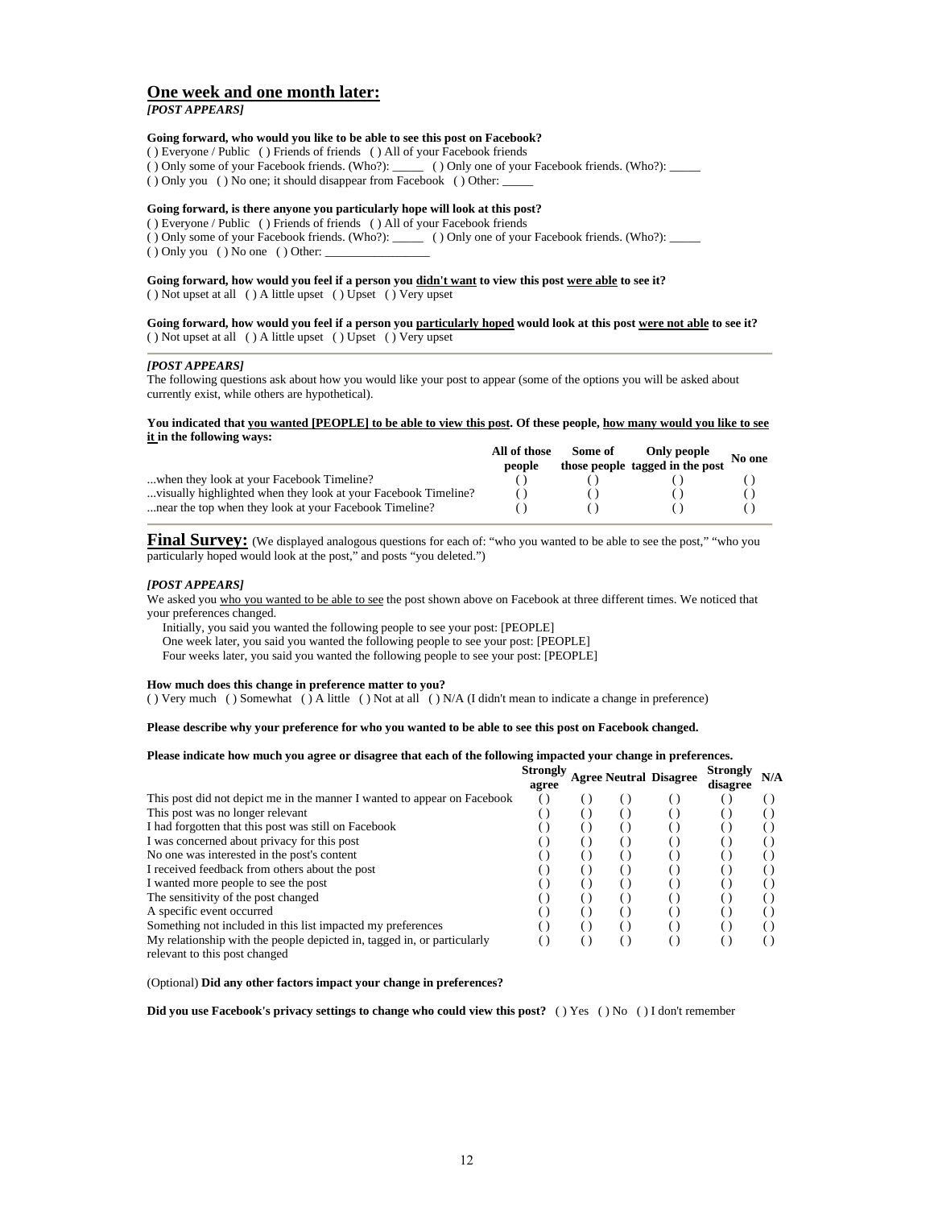## One week and one month later:

*[POST APPEARS]*

**Going forward, who would you like to be able to see this post on Facebook?**

( ) Everyone / Public ( ) Friends of friends ( ) All of your Facebook friends
( ) Only some of your Facebook friends. (Who?): _____ ( ) Only one of your Facebook friends. (Who?): _____
( ) Only you ( ) No one; it should disappear from Facebook ( ) Other: _____

**Going forward, is there anyone you particularly hope will look at this post?**

( ) Everyone / Public ( ) Friends of friends ( ) All of your Facebook friends
( ) Only some of your Facebook friends. (Who?): _____ ( ) Only one of your Facebook friends. (Who?): _____
( ) Only you ( ) No one ( ) Other: ________________

**Going forward, how would you feel if a person you didn't want to view this post were able to see it?**

( ) Not upset at all ( ) A little upset ( ) Upset ( ) Very upset

**Going forward, how would you feel if a person you particularly hoped would look at this post were not able to see it?**

( ) Not upset at all ( ) A little upset ( ) Upset ( ) Very upset

---

*[POST APPEARS]*

The following questions ask about how you would like your post to appear (some of the options you will be asked about currently exist, while others are hypothetical).

**You indicated that you wanted [PEOPLE] to be able to view this post. Of these people, how many would you like to see it in the following ways:**

| | All of those people | Some of those people | Only people tagged in the post | No one |
|---|---|---|---|---|
| ...when they look at your Facebook Timeline? | ( ) | ( ) | ( ) | ( ) |
| ...visually highlighted when they look at your Facebook Timeline? | ( ) | ( ) | ( ) | ( ) |
| ...near the top when they look at your Facebook Timeline? | ( ) | ( ) | ( ) | ( ) |

---

## Final Survey:

(We displayed analogous questions for each of: "who you wanted to be able to see the post," "who you particularly hoped would look at the post," and posts "you deleted.")

*[POST APPEARS]*

We asked you who you wanted to be able to see the post shown above on Facebook at three different times. We noticed that your preferences changed.

Initially, you said you wanted the following people to see your post: [PEOPLE]
One week later, you said you wanted the following people to see your post: [PEOPLE]
Four weeks later, you said you wanted the following people to see your post: [PEOPLE]

**How much does this change in preference matter to you?**

( ) Very much ( ) Somewhat ( ) A little ( ) Not at all ( ) N/A (I didn't mean to indicate a change in preference)

**Please describe why your preference for who you wanted to be able to see this post on Facebook changed.**

**Please indicate how much you agree or disagree that each of the following impacted your change in preferences.**

| | Strongly agree | Agree | Neutral | Disagree | Strongly disagree | N/A |
|---|---|---|---|---|---|---|
| This post did not depict me in the manner I wanted to appear on Facebook | ( ) | ( ) | ( ) | ( ) | ( ) | ( ) |
| This post was no longer relevant | ( ) | ( ) | ( ) | ( ) | ( ) | ( ) |
| I had forgotten that this post was still on Facebook | ( ) | ( ) | ( ) | ( ) | ( ) | ( ) |
| I was concerned about privacy for this post | ( ) | ( ) | ( ) | ( ) | ( ) | ( ) |
| No one was interested in the post's content | ( ) | ( ) | ( ) | ( ) | ( ) | ( ) |
| I received feedback from others about the post | ( ) | ( ) | ( ) | ( ) | ( ) | ( ) |
| I wanted more people to see the post | ( ) | ( ) | ( ) | ( ) | ( ) | ( ) |
| The sensitivity of the post changed | ( ) | ( ) | ( ) | ( ) | ( ) | ( ) |
| A specific event occurred | ( ) | ( ) | ( ) | ( ) | ( ) | ( ) |
| Something not included in this list impacted my preferences | ( ) | ( ) | ( ) | ( ) | ( ) | ( ) |
| My relationship with the people depicted in, tagged in, or particularly relevant to this post changed | ( ) | ( ) | ( ) | ( ) | ( ) | ( ) |

(Optional) **Did any other factors impact your change in preferences?**

**Did you use Facebook's privacy settings to change who could view this post?** ( ) Yes ( ) No ( ) I don't remember